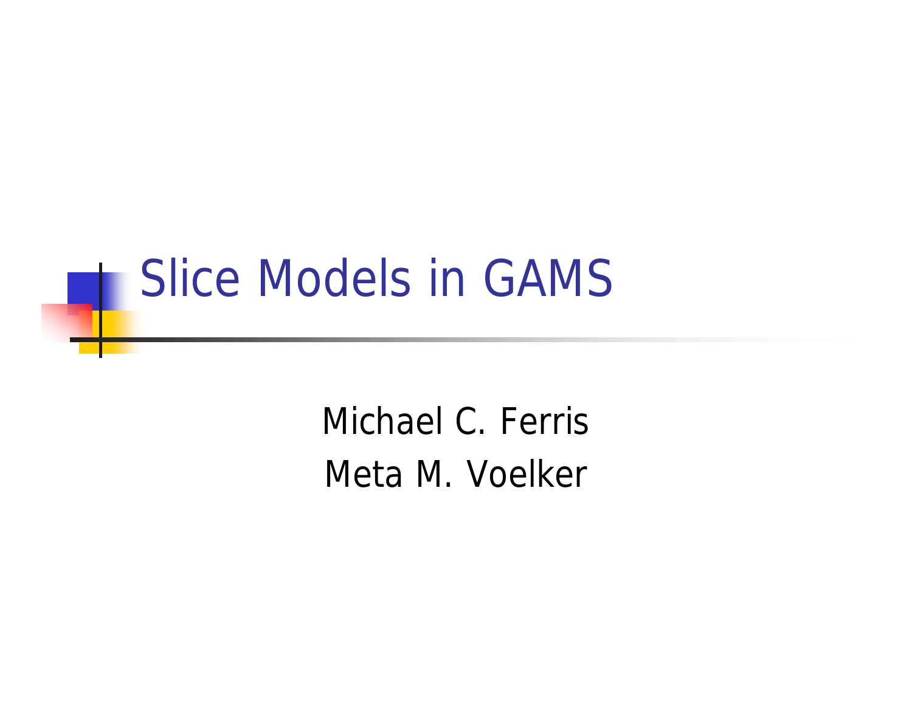# Slice Models in GAMS

Michael C. Ferris

Meta M. Voelker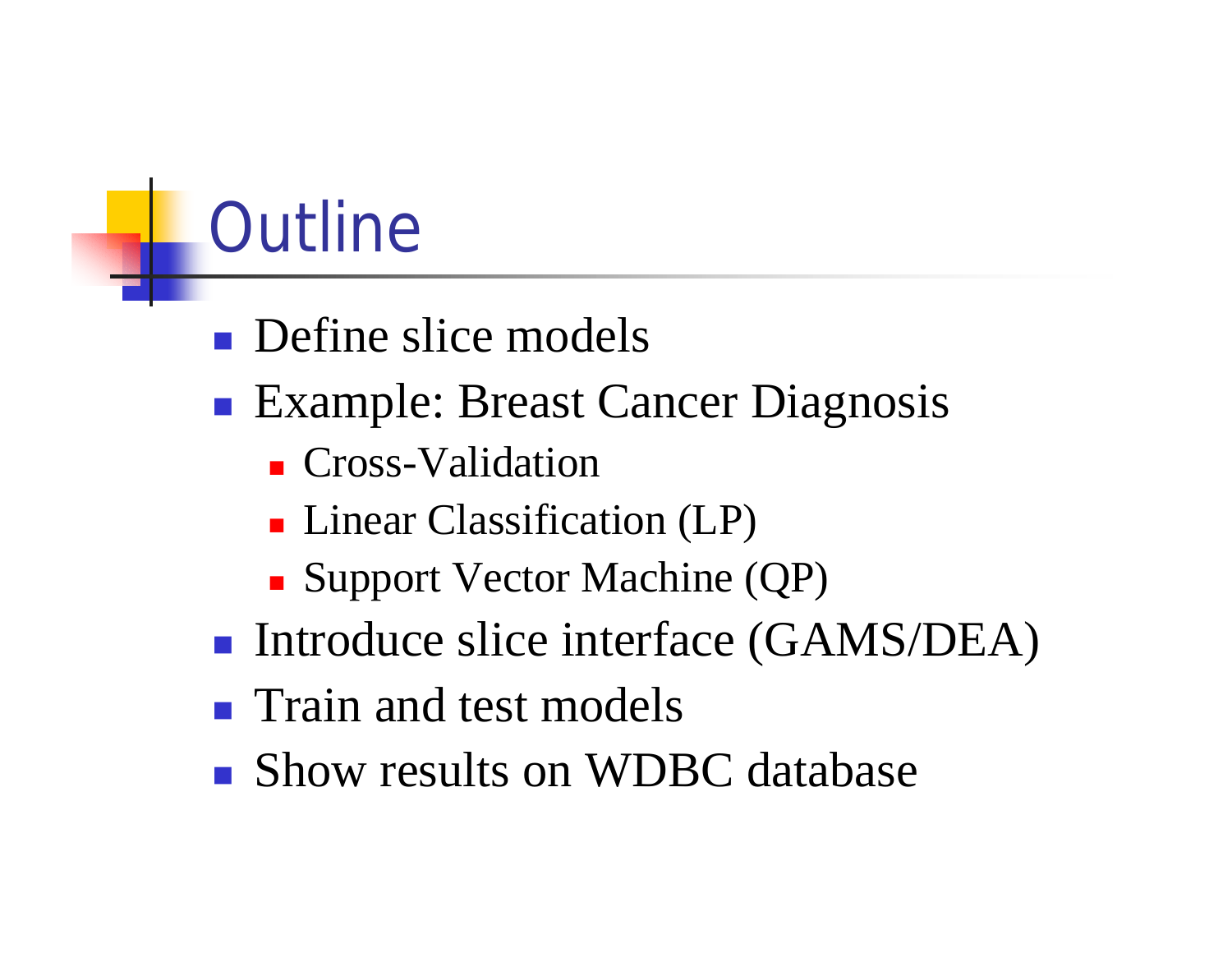# Outline

- Define slice models
- Example: Breast Cancer Diagnosis
  - Cross-Validation
  - Linear Classification (LP)
  - Support Vector Machine (QP)
- Introduce slice interface (GAMS/DEA)
- Train and test models
- Show results on WDBC database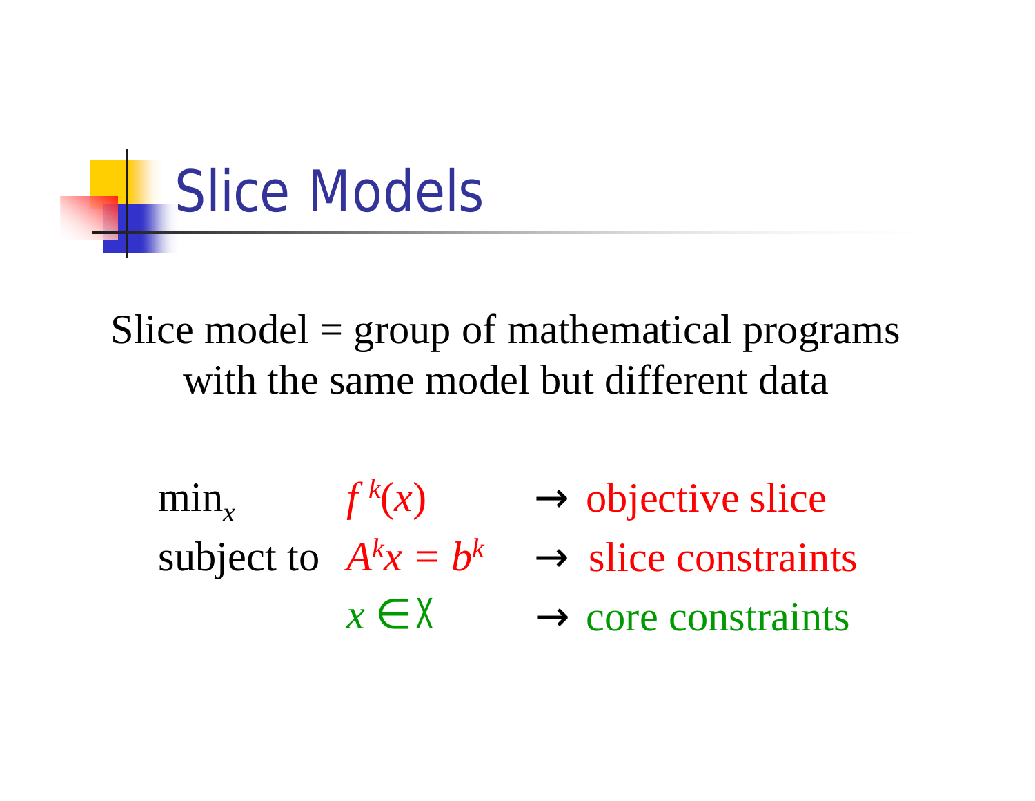# Slice Models

Slice model = group of mathematical programs with the same model but different data

| | | | |
|---|---|---|---|
| $\min_x$ | $f^k(x)$ | → | objective slice |
| subject to | $A^k x = b^k$ | → | slice constraints |
| | $x \in X$ | → | core constraints |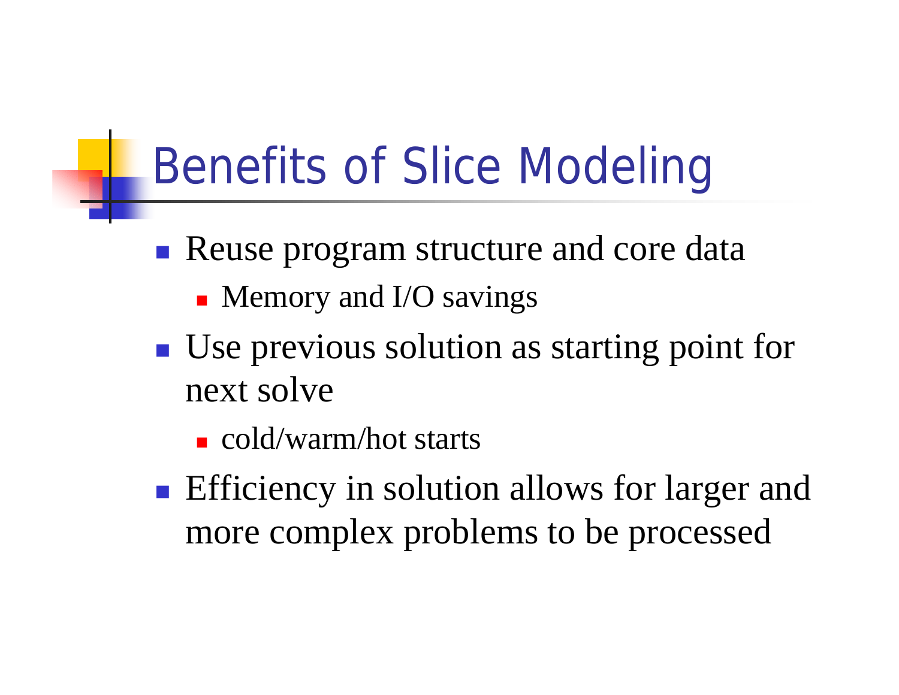# Benefits of Slice Modeling

- Reuse program structure and core data
  - Memory and I/O savings
- Use previous solution as starting point for next solve
  - cold/warm/hot starts
- Efficiency in solution allows for larger and more complex problems to be processed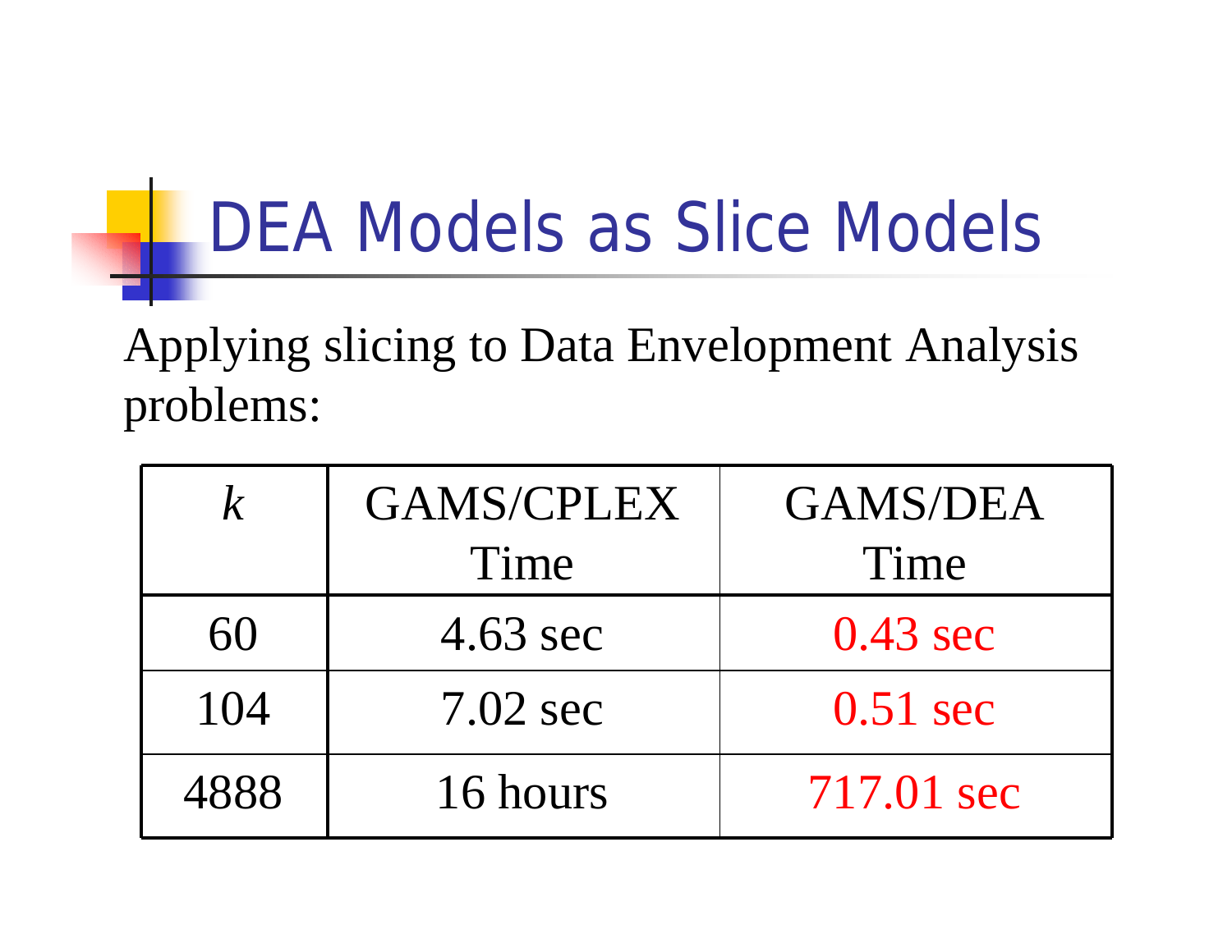# DEA Models as Slice Models

Applying slicing to Data Envelopment Analysis problems:

| $k$ | GAMS/CPLEX Time | GAMS/DEA Time |
| --- | --- | --- |
| 60 | 4.63 sec | 0.43 sec |
| 104 | 7.02 sec | 0.51 sec |
| 4888 | 16 hours | 717.01 sec |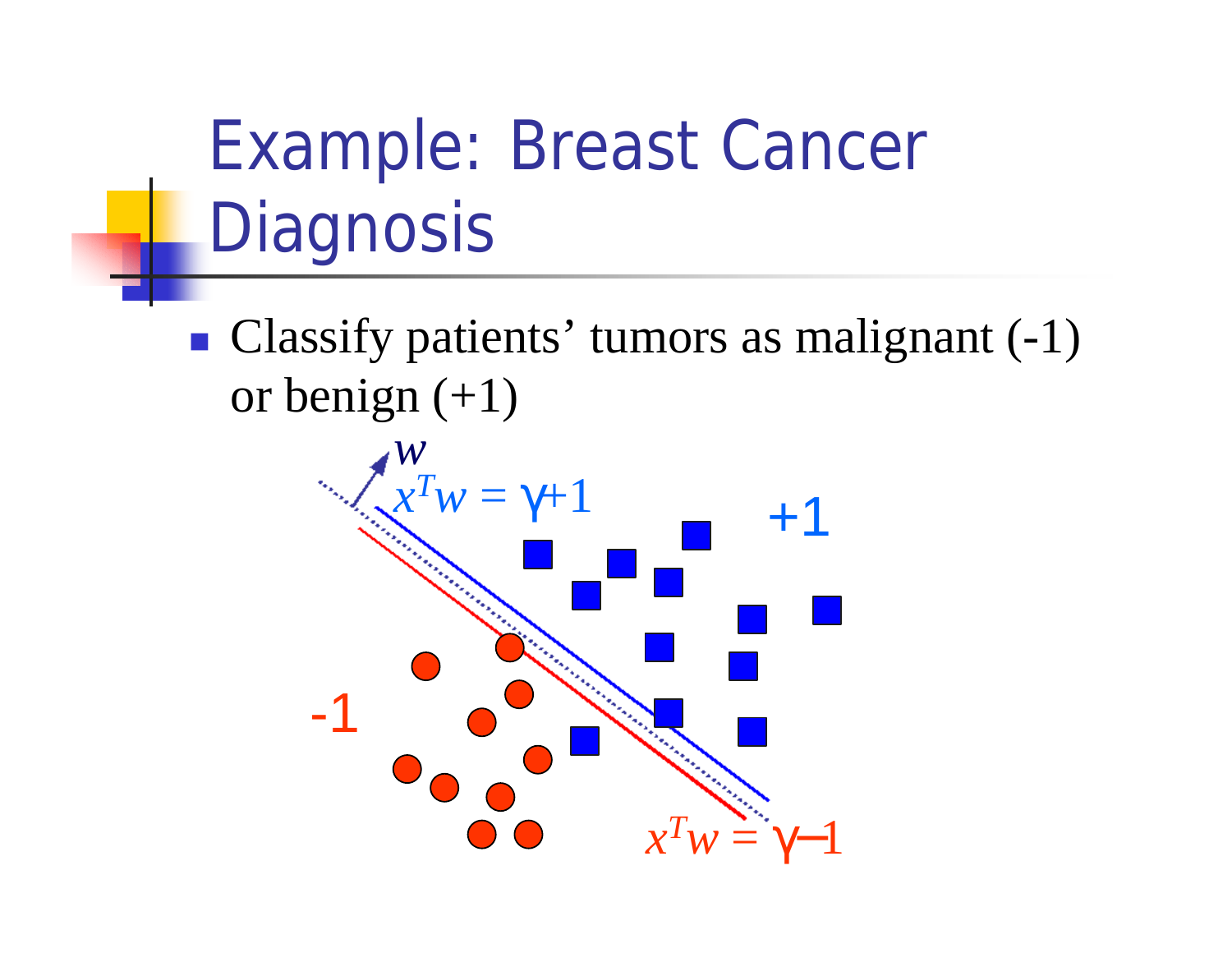# Example: Breast Cancer Diagnosis

- Classify patients' tumors as malignant (-1) or benign (+1)

$w$

$x^T w = \gamma + 1$

+1

-1

$x^T w = \gamma - 1$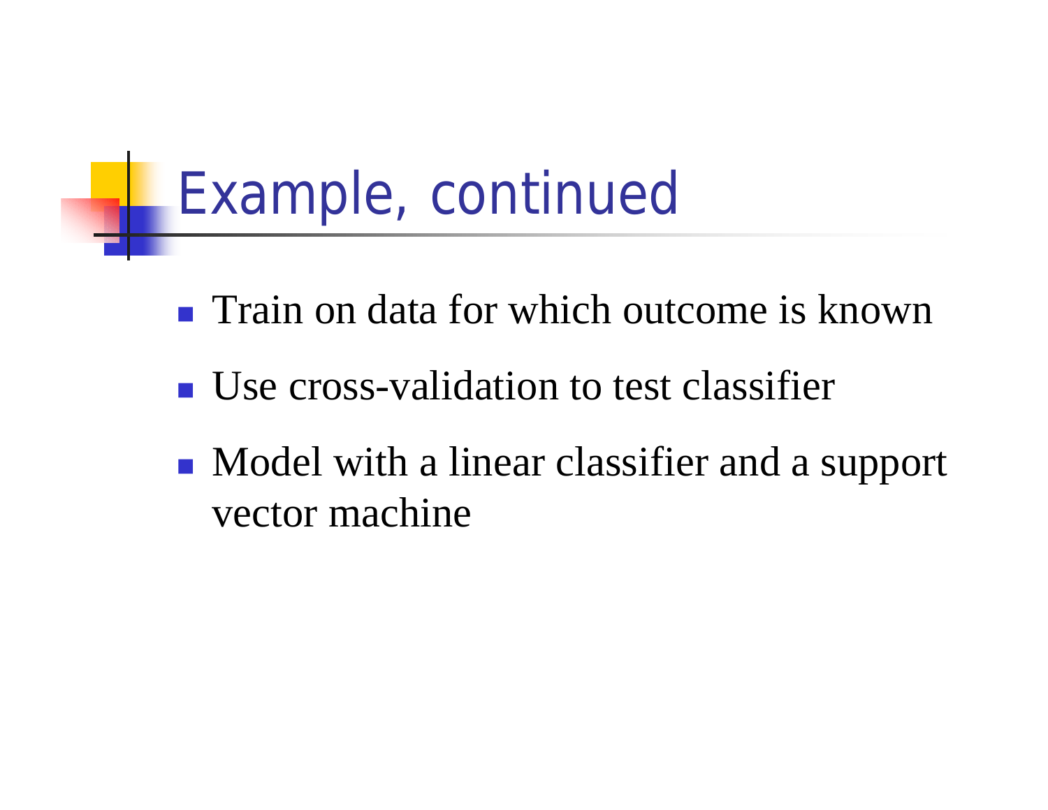# Example, continued

- Train on data for which outcome is known
- Use cross-validation to test classifier
- Model with a linear classifier and a support vector machine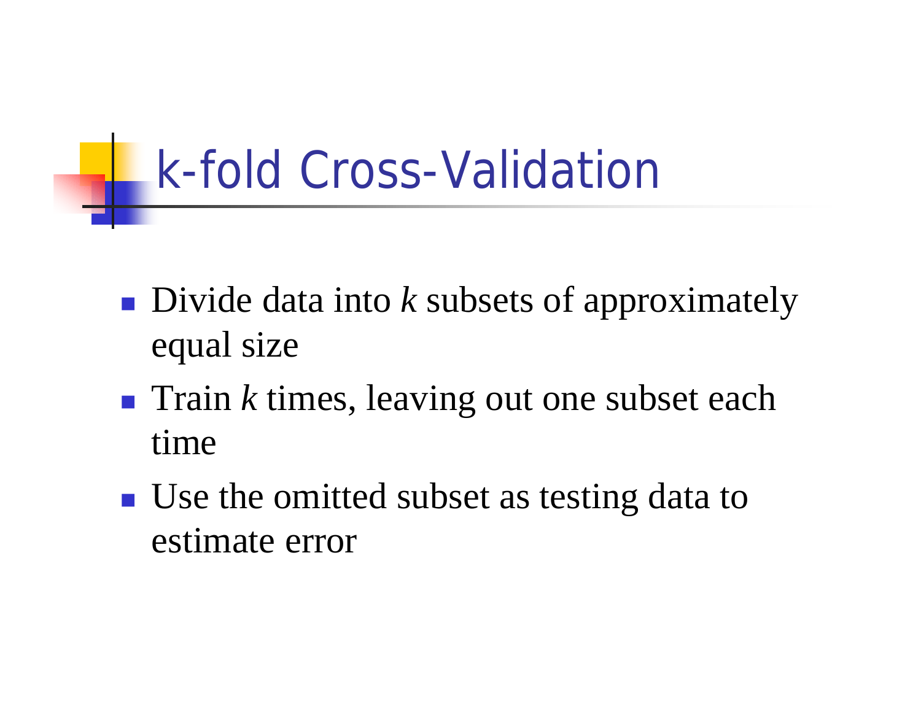# k-fold Cross-Validation

- Divide data into $k$ subsets of approximately equal size
- Train $k$ times, leaving out one subset each time
- Use the omitted subset as testing data to estimate error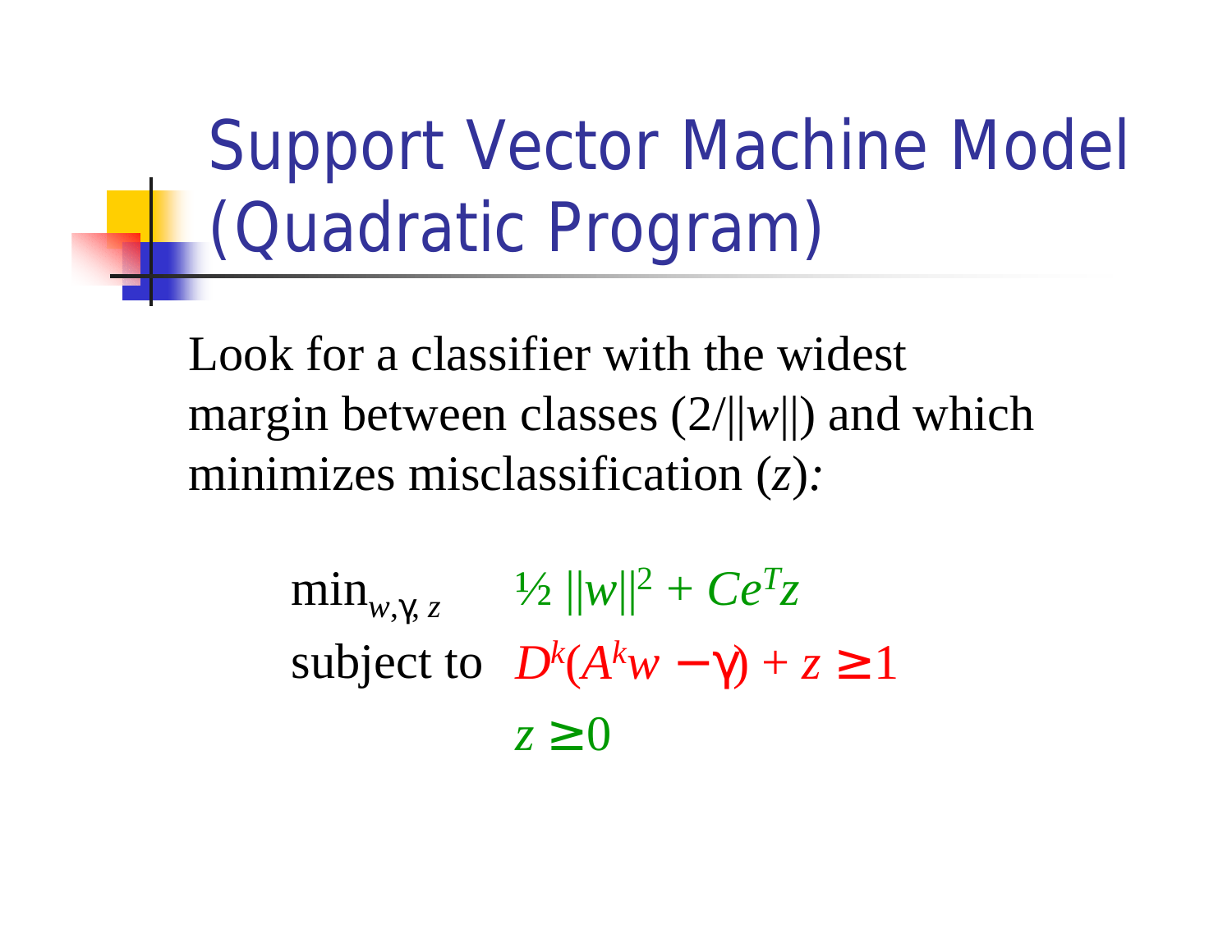# Support Vector Machine Model (Quadratic Program)

Look for a classifier with the widest margin between classes ($2/||w||$) and which minimizes misclassification ($z$):

$$
\begin{aligned}
\min_{w,\gamma,z} \quad & \tfrac{1}{2}\,||w||^2 + Ce^T z \\
\text{subject to} \quad & D^k(A^k w - \gamma) + z \geq 1 \\
& z \geq 0
\end{aligned}
$$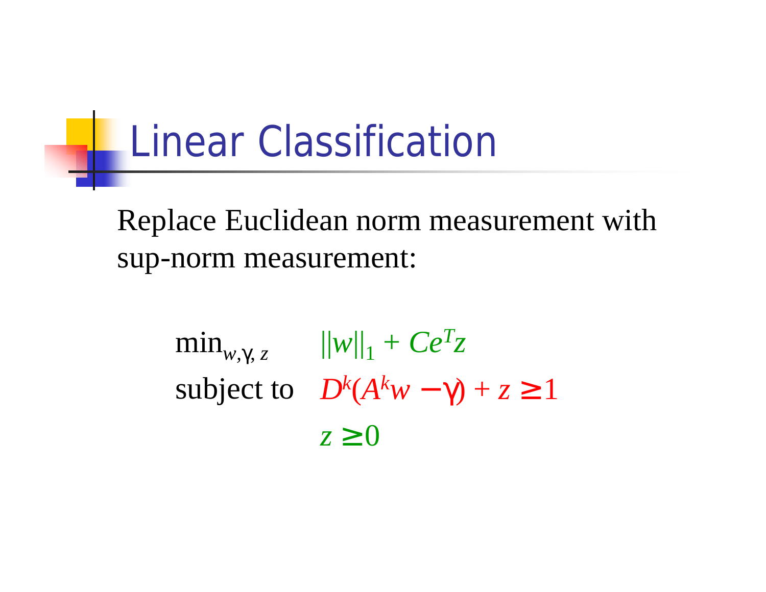# Linear Classification

Replace Euclidean norm measurement with sup-norm measurement:

$$
\begin{aligned}
\min_{w,\gamma,z} \quad & \|w\|_1 + Ce^T z \\
\text{subject to} \quad & D^k(A^k w - \gamma) + z \geq 1 \\
& z \geq 0
\end{aligned}
$$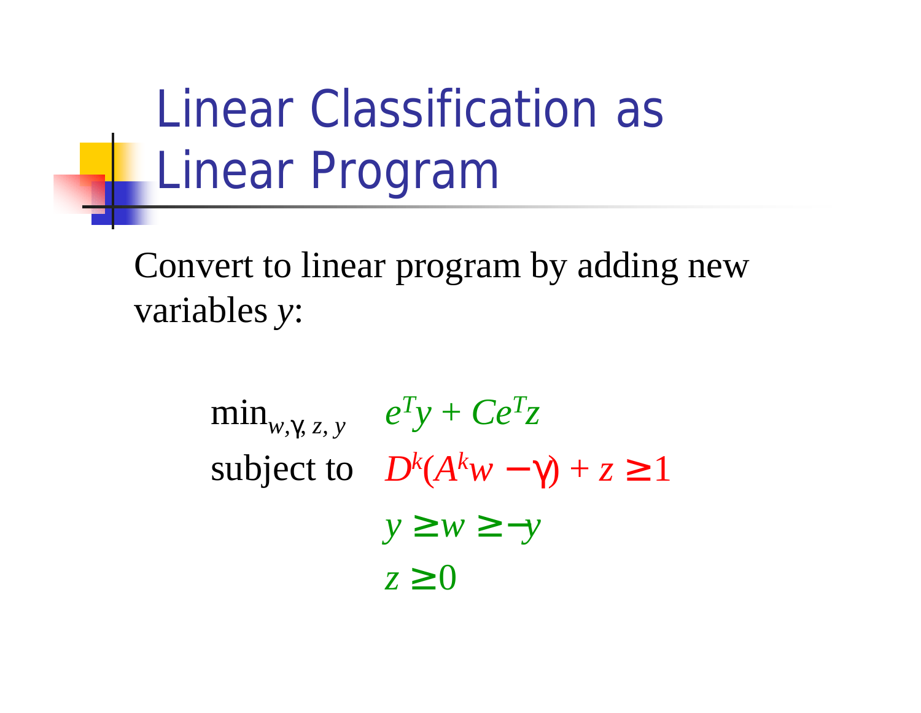# Linear Classification as Linear Program

Convert to linear program by adding new variables $y$:

$$
\begin{aligned}
\min_{w,\gamma,z,y} \quad & e^T y + C e^T z \\
\text{subject to} \quad & D^k(A^k w - \gamma) + z \geq 1 \\
& y \geq w \geq -y \\
& z \geq 0
\end{aligned}
$$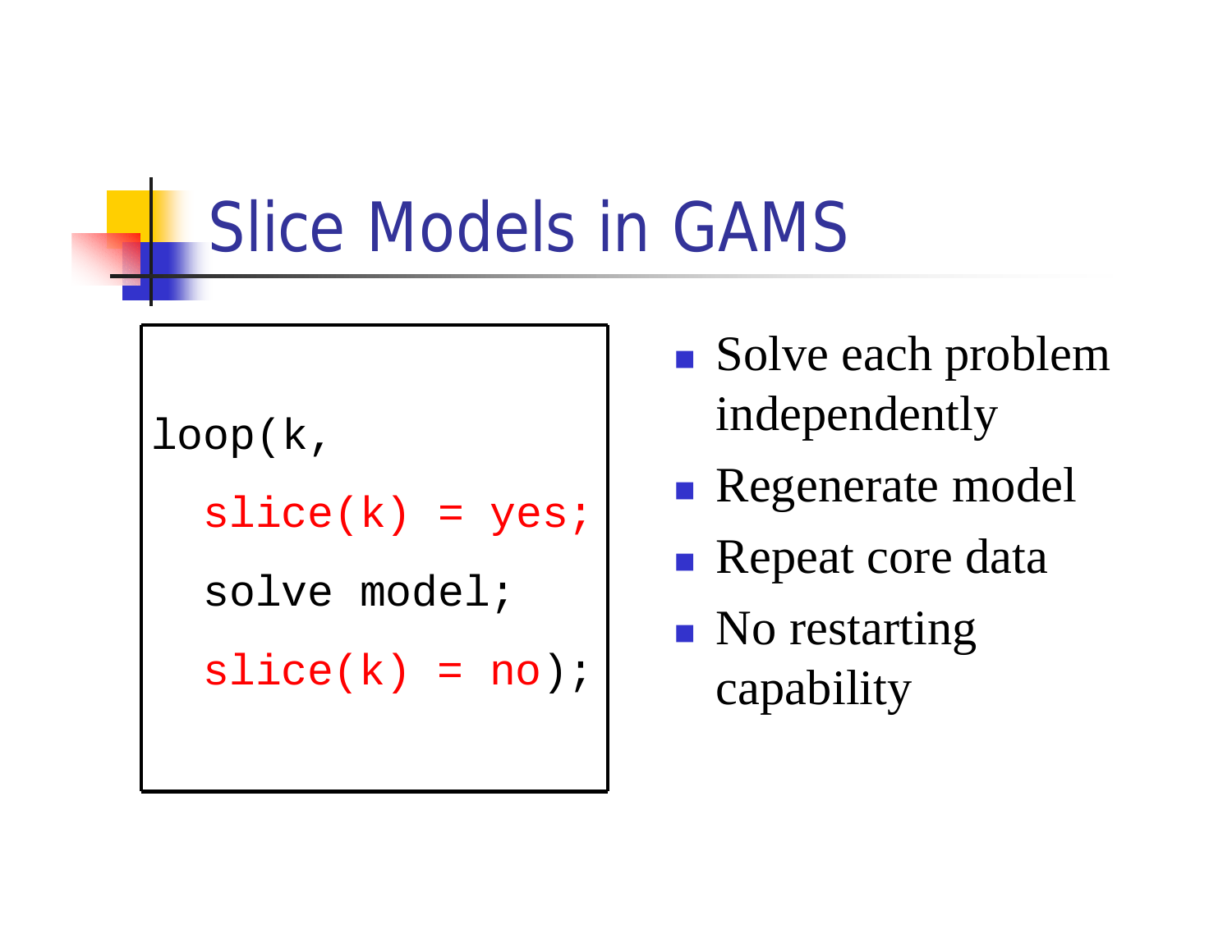# Slice Models in GAMS

```
loop(k,
  slice(k) = yes;
  solve model;
  slice(k) = no);
```

- Solve each problem independently
- Regenerate model
- Repeat core data
- No restarting capability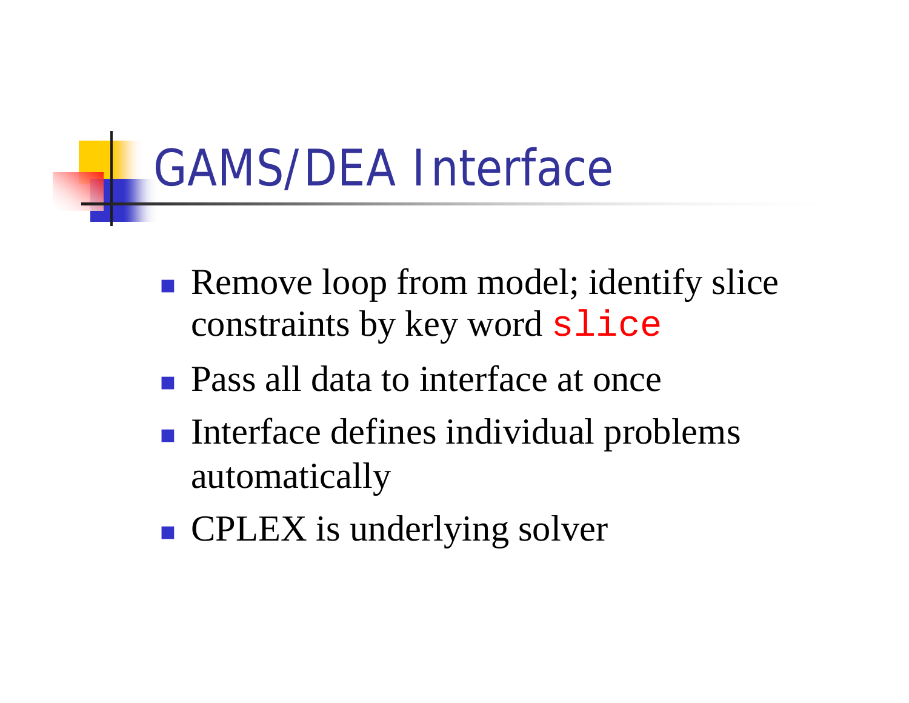# GAMS/DEA Interface

- Remove loop from model; identify slice constraints by key word `slice`
- Pass all data to interface at once
- Interface defines individual problems automatically
- CPLEX is underlying solver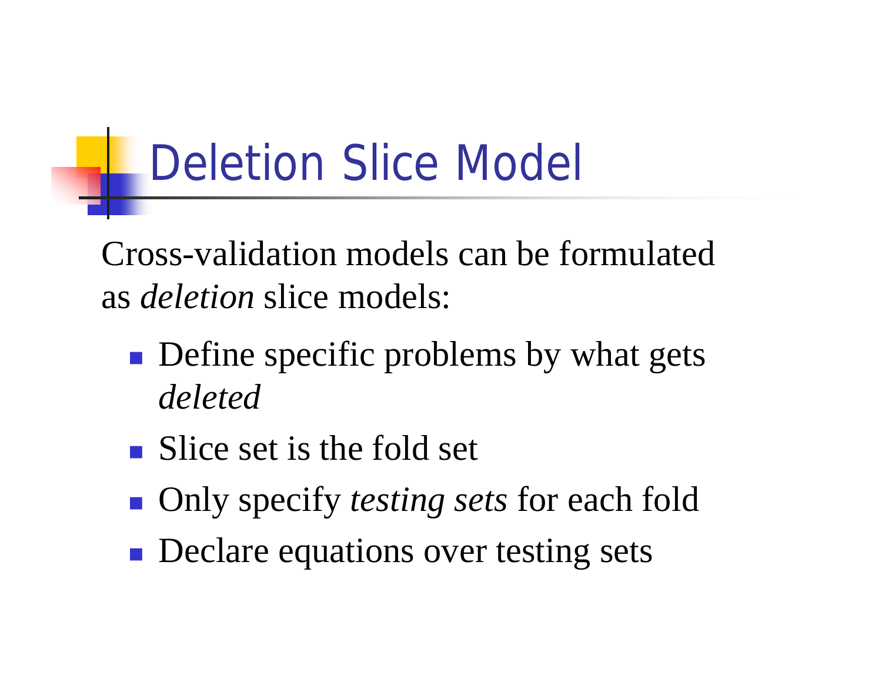# Deletion Slice Model

Cross-validation models can be formulated as *deletion* slice models:

- Define specific problems by what gets *deleted*
- Slice set is the fold set
- Only specify *testing sets* for each fold
- Declare equations over testing sets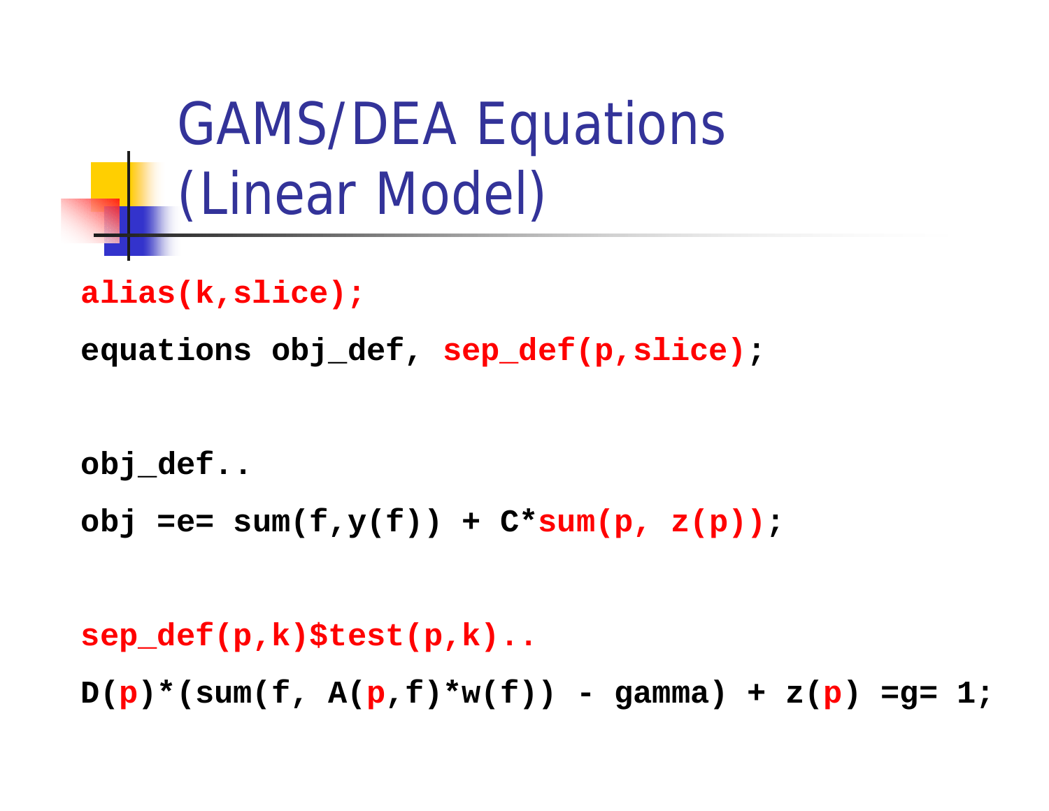# GAMS/DEA Equations (Linear Model)

```
alias(k,slice);
equations obj_def, sep_def(p,slice);

obj_def..
obj =e= sum(f,y(f)) + C*sum(p, z(p));

sep_def(p,k)$test(p,k)..
D(p)*(sum(f, A(p,f)*w(f)) - gamma) + z(p) =g= 1;
```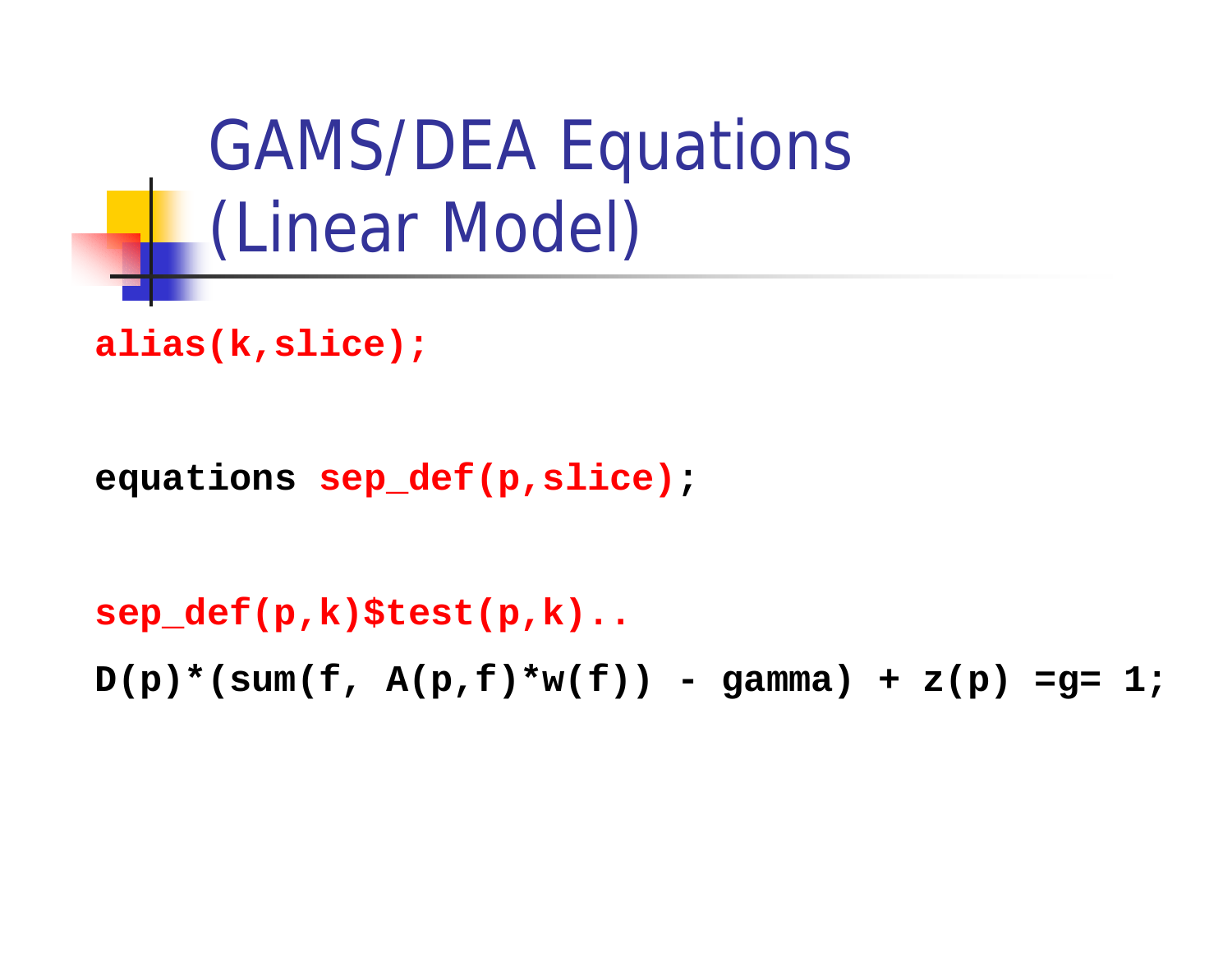# GAMS/DEA Equations (Linear Model)

```
alias(k,slice);

equations sep_def(p,slice);

sep_def(p,k)$test(p,k)..
D(p)*(sum(f, A(p,f)*w(f)) - gamma) + z(p) =g= 1;
```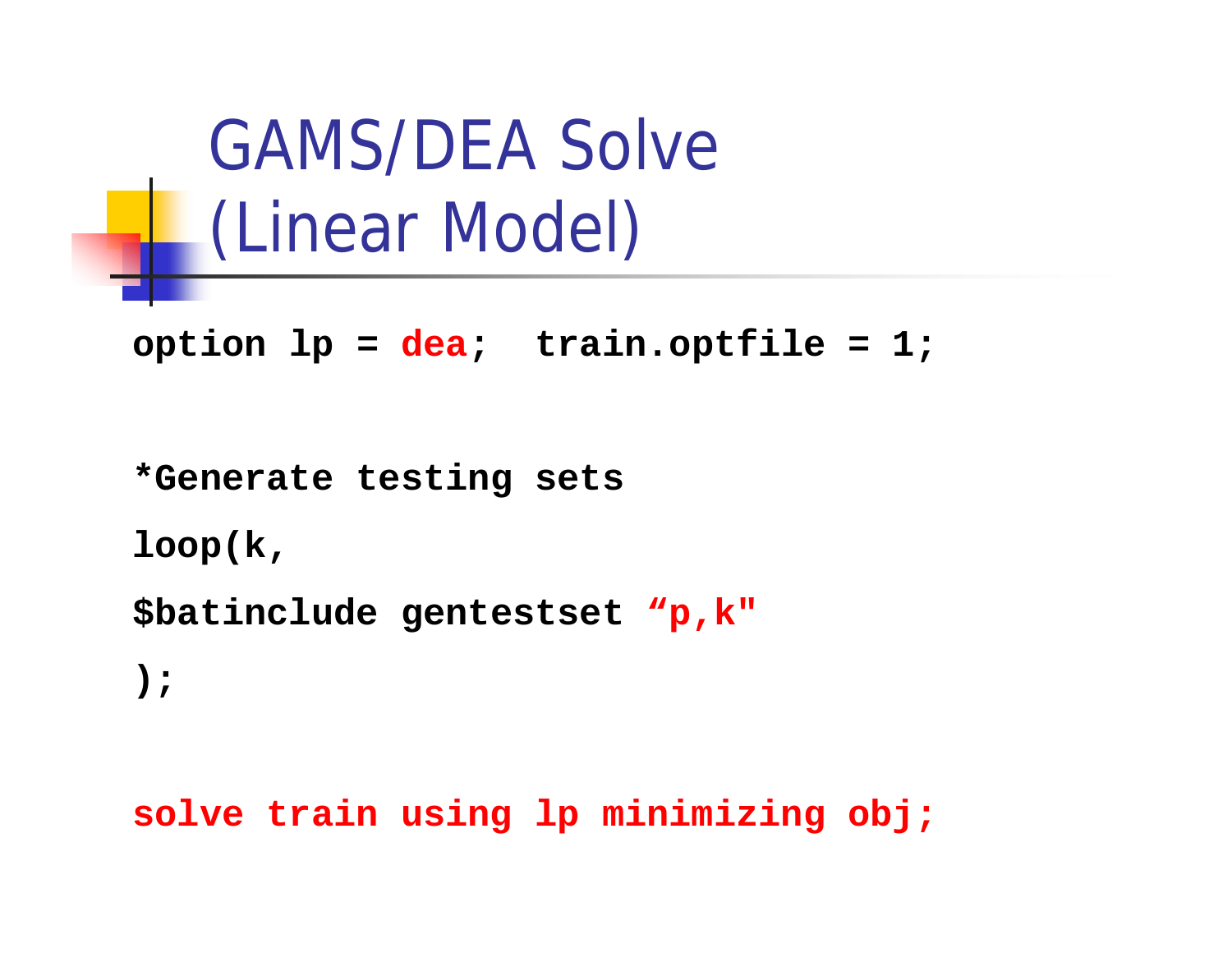# GAMS/DEA Solve (Linear Model)

```
option lp = dea;  train.optfile = 1;

*Generate testing sets
loop(k,
$batinclude gentestset “p,k"
);

solve train using lp minimizing obj;
```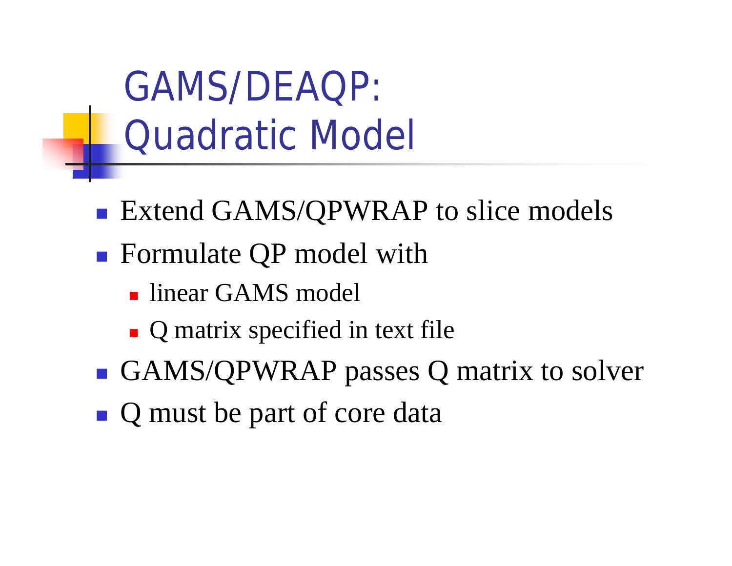# GAMS/DEAQP: Quadratic Model

- Extend GAMS/QPWRAP to slice models
- Formulate QP model with
  - linear GAMS model
  - Q matrix specified in text file
- GAMS/QPWRAP passes Q matrix to solver
- Q must be part of core data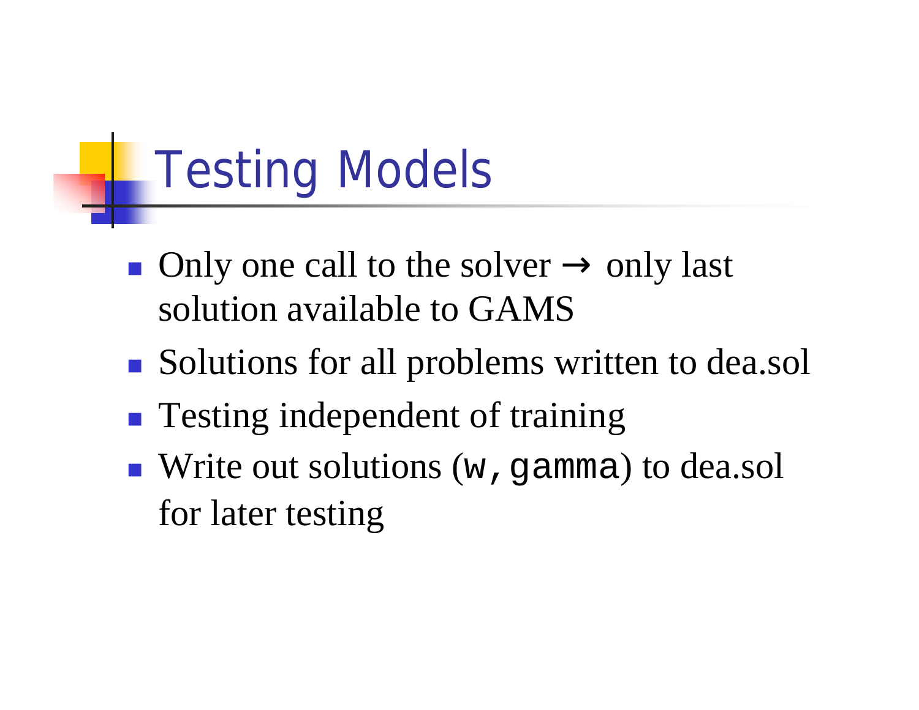# Testing Models

- Only one call to the solver → only last solution available to GAMS
- Solutions for all problems written to dea.sol
- Testing independent of training
- Write out solutions (`w, gamma`) to dea.sol for later testing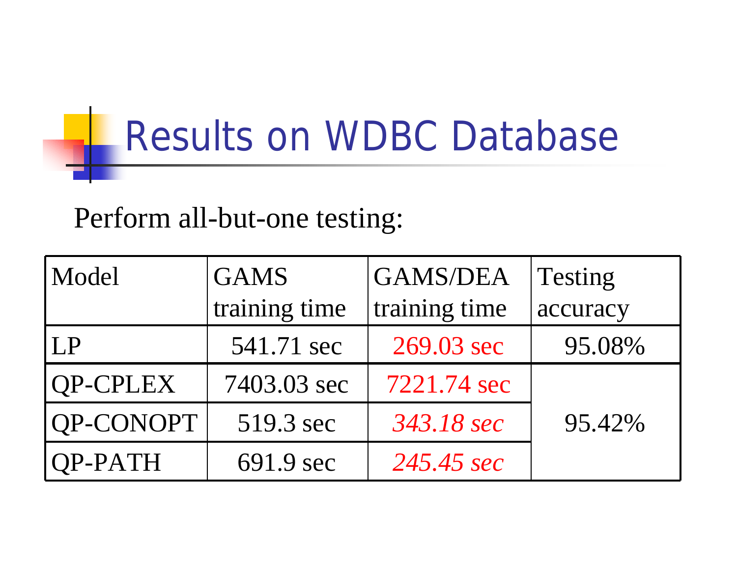# Results on WDBC Database

Perform all-but-one testing:

| Model | GAMS training time | GAMS/DEA training time | Testing accuracy |
| --- | --- | --- | --- |
| LP | 541.71 sec | 269.03 sec | 95.08% |
| QP-CPLEX | 7403.03 sec | 7221.74 sec | 95.42% |
| QP-CONOPT | 519.3 sec | *343.18 sec* | |
| QP-PATH | 691.9 sec | *245.45 sec* | |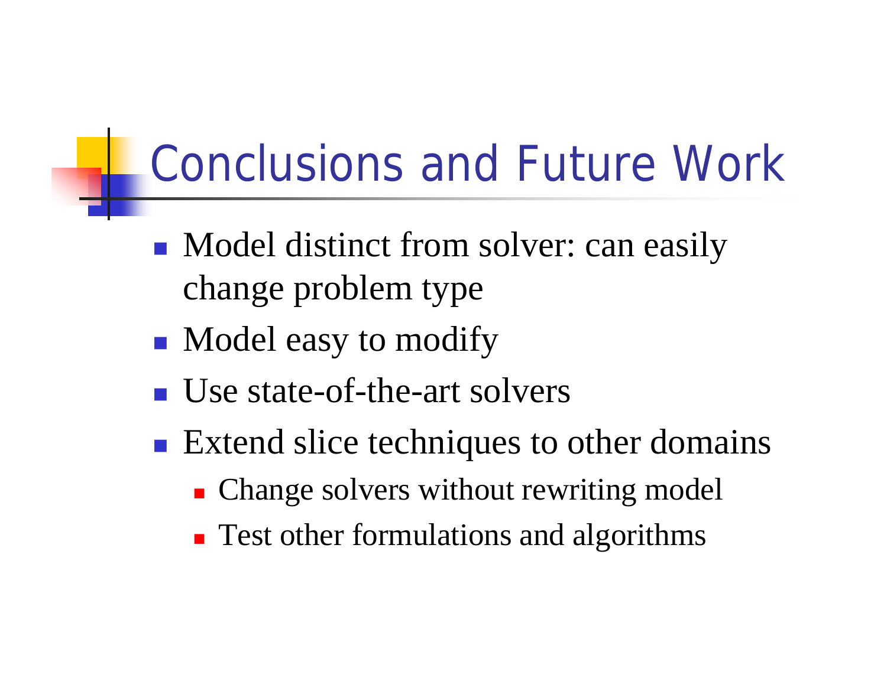# Conclusions and Future Work

- Model distinct from solver: can easily change problem type
- Model easy to modify
- Use state-of-the-art solvers
- Extend slice techniques to other domains
  - Change solvers without rewriting model
  - Test other formulations and algorithms